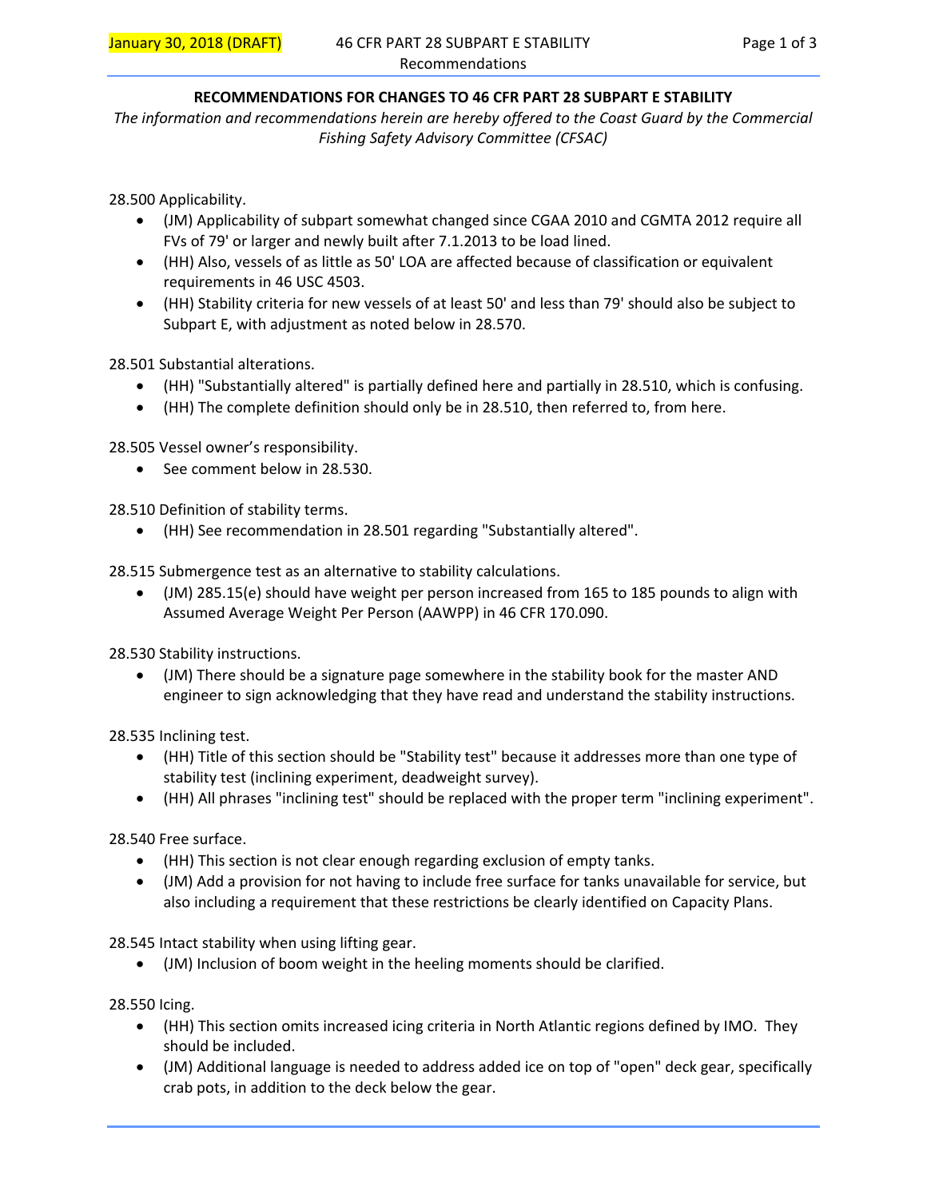## RECOMMENDATIONS FOR CHANGES TO 46 CFR PART 28 SUBPART E STABILITY

*The information and recommendations herein are hereby offered to the Coast Guard by the Commercial Fishing Safety Advisory Committee (CFSAC)*

28.500 Applicability.

- (JM) Applicability of subpart somewhat changed since CGAA 2010 and CGMTA 2012 require all FVs of 79' or larger and newly built after 7.1.2013 to be load lined.
- (HH) Also, vessels of as little as 50' LOA are affected because of classification or equivalent requirements in 46 USC 4503.
- (HH) Stability criteria for new vessels of at least 50' and less than 79' should also be subject to Subpart E, with adjustment as noted below in 28.570.

28.501 Substantial alterations.

- (HH) "Substantially altered" is partially defined here and partially in 28.510, which is confusing.
- (HH) The complete definition should only be in 28.510, then referred to, from here.

28.505 Vessel owner's responsibility.

- See comment below in 28.530.

28.510 Definition of stability terms.

- (HH) See recommendation in 28.501 regarding "Substantially altered".

28.515 Submergence test as an alternative to stability calculations.

- (JM) 285.15(e) should have weight per person increased from 165 to 185 pounds to align with Assumed Average Weight Per Person (AAWPP) in 46 CFR 170.090.

28.530 Stability instructions.

- (JM) There should be a signature page somewhere in the stability book for the master AND engineer to sign acknowledging that they have read and understand the stability instructions.

28.535 Inclining test.

- (HH) Title of this section should be "Stability test" because it addresses more than one type of stability test (inclining experiment, deadweight survey).
- (HH) All phrases "inclining test" should be replaced with the proper term "inclining experiment".

28.540 Free surface.

- (HH) This section is not clear enough regarding exclusion of empty tanks.
- (JM) Add a provision for not having to include free surface for tanks unavailable for service, but also including a requirement that these restrictions be clearly identified on Capacity Plans.

28.545 Intact stability when using lifting gear.

- (JM) Inclusion of boom weight in the heeling moments should be clarified.

28.550 Icing.

- (HH) This section omits increased icing criteria in North Atlantic regions defined by IMO. They should be included.
- (JM) Additional language is needed to address added ice on top of "open" deck gear, specifically crab pots, in addition to the deck below the gear.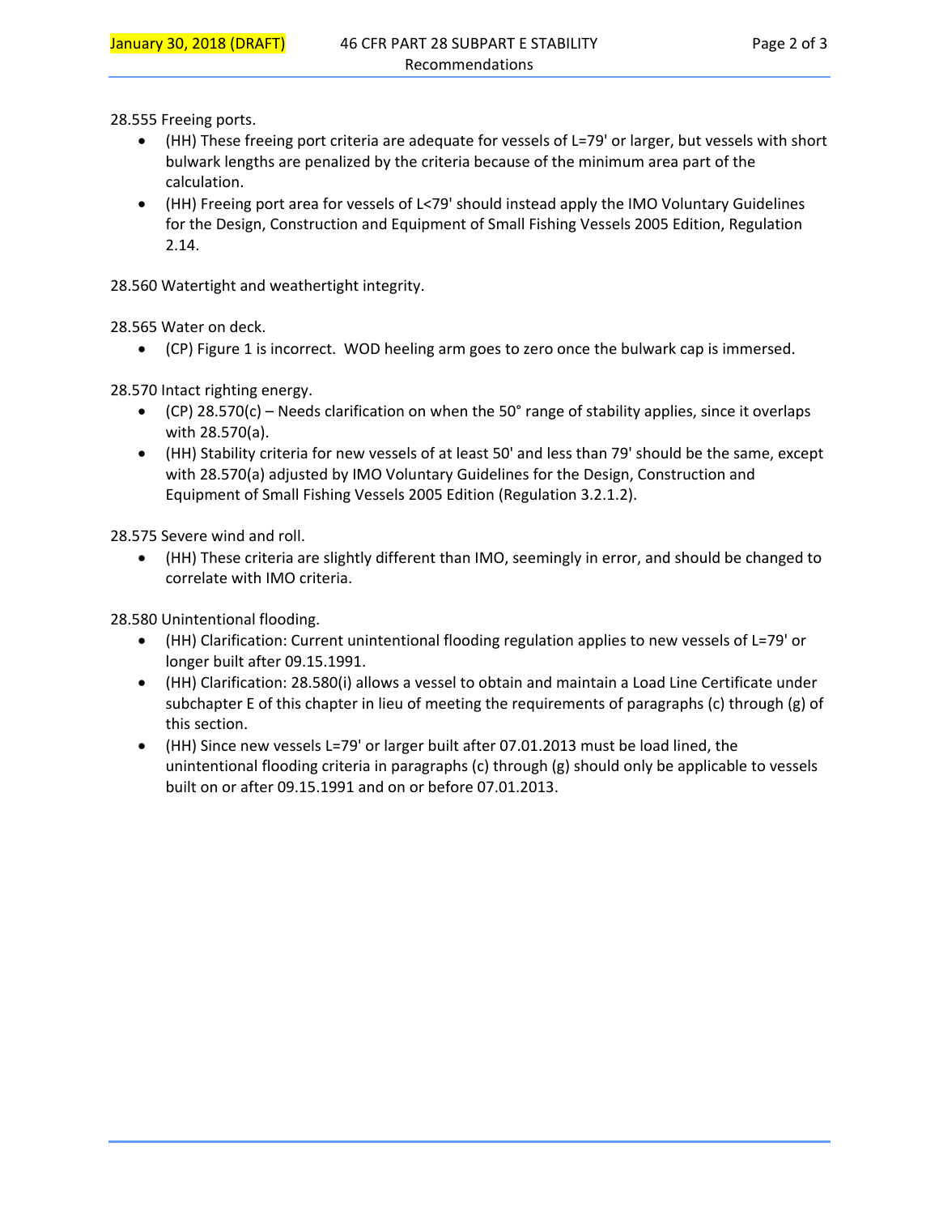28.555 Freeing ports.

- (HH) These freeing port criteria are adequate for vessels of L=79' or larger, but vessels with short bulwark lengths are penalized by the criteria because of the minimum area part of the calculation.
- (HH) Freeing port area for vessels of L<79' should instead apply the IMO Voluntary Guidelines for the Design, Construction and Equipment of Small Fishing Vessels 2005 Edition, Regulation 2.14.

28.560 Watertight and weathertight integrity.

28.565 Water on deck.

- (CP) Figure 1 is incorrect. WOD heeling arm goes to zero once the bulwark cap is immersed.

28.570 Intact righting energy.

- (CP) 28.570(c) – Needs clarification on when the 50° range of stability applies, since it overlaps with 28.570(a).
- (HH) Stability criteria for new vessels of at least 50' and less than 79' should be the same, except with 28.570(a) adjusted by IMO Voluntary Guidelines for the Design, Construction and Equipment of Small Fishing Vessels 2005 Edition (Regulation 3.2.1.2).

28.575 Severe wind and roll.

- (HH) These criteria are slightly different than IMO, seemingly in error, and should be changed to correlate with IMO criteria.

28.580 Unintentional flooding.

- (HH) Clarification: Current unintentional flooding regulation applies to new vessels of L=79' or longer built after 09.15.1991.
- (HH) Clarification: 28.580(i) allows a vessel to obtain and maintain a Load Line Certificate under subchapter E of this chapter in lieu of meeting the requirements of paragraphs (c) through (g) of this section.
- (HH) Since new vessels L=79' or larger built after 07.01.2013 must be load lined, the unintentional flooding criteria in paragraphs (c) through (g) should only be applicable to vessels built on or after 09.15.1991 and on or before 07.01.2013.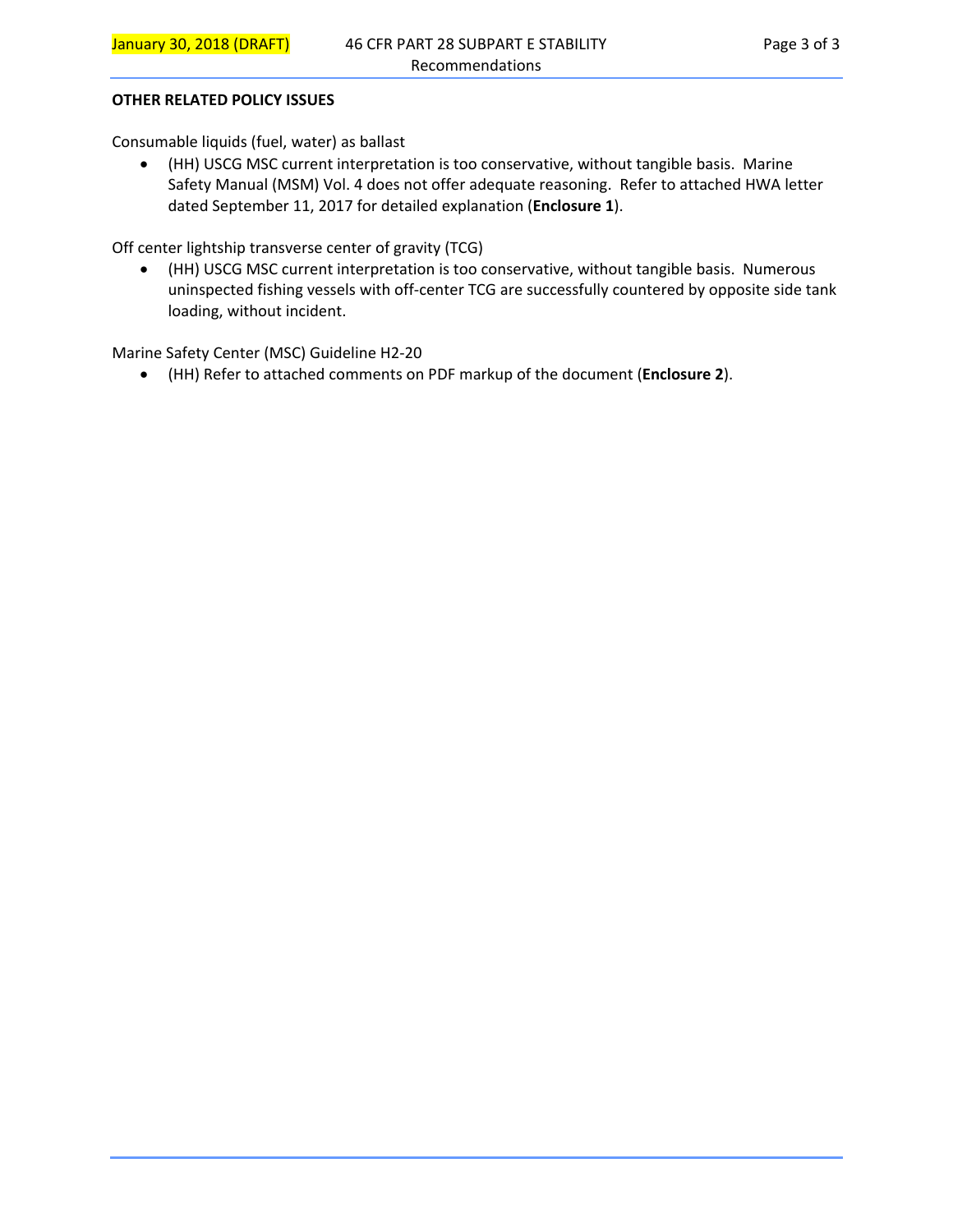## OTHER RELATED POLICY ISSUES

Consumable liquids (fuel, water) as ballast

- (HH) USCG MSC current interpretation is too conservative, without tangible basis. Marine Safety Manual (MSM) Vol. 4 does not offer adequate reasoning. Refer to attached HWA letter dated September 11, 2017 for detailed explanation (**Enclosure 1**).

Off center lightship transverse center of gravity (TCG)

- (HH) USCG MSC current interpretation is too conservative, without tangible basis. Numerous uninspected fishing vessels with off-center TCG are successfully countered by opposite side tank loading, without incident.

Marine Safety Center (MSC) Guideline H2-20

- (HH) Refer to attached comments on PDF markup of the document (**Enclosure 2**).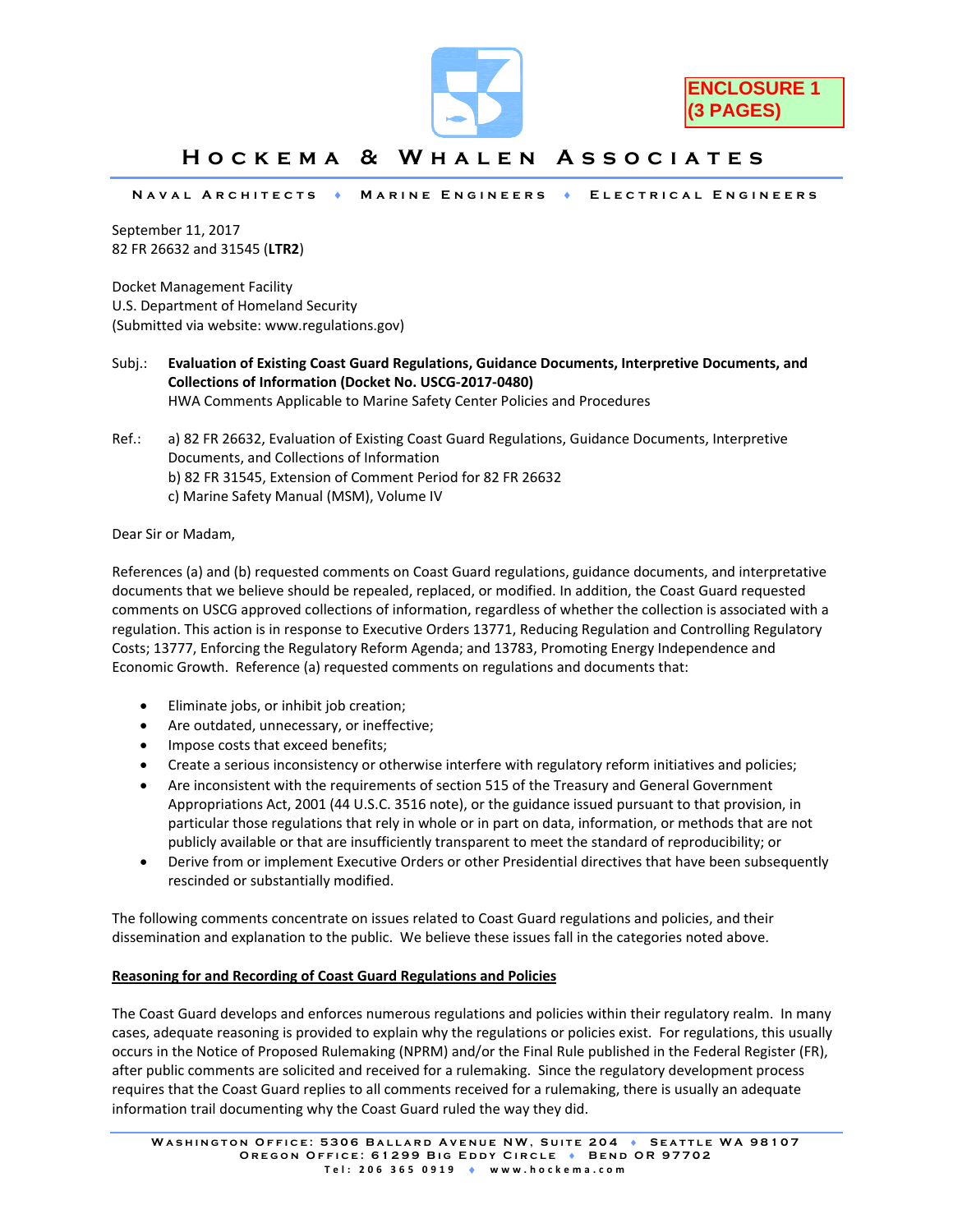ENCLOSURE 1
(3 PAGES)

# HOCKEMA & WHALEN ASSOCIATES

NAVAL ARCHITECTS ♦ MARINE ENGINEERS ♦ ELECTRICAL ENGINEERS

September 11, 2017
82 FR 26632 and 31545 (**LTR2**)

Docket Management Facility
U.S. Department of Homeland Security
(Submitted via website: www.regulations.gov)

Subj.: **Evaluation of Existing Coast Guard Regulations, Guidance Documents, Interpretive Documents, and Collections of Information (Docket No. USCG-2017-0480)**
HWA Comments Applicable to Marine Safety Center Policies and Procedures

Ref.: a) 82 FR 26632, Evaluation of Existing Coast Guard Regulations, Guidance Documents, Interpretive Documents, and Collections of Information
b) 82 FR 31545, Extension of Comment Period for 82 FR 26632
c) Marine Safety Manual (MSM), Volume IV

Dear Sir or Madam,

References (a) and (b) requested comments on Coast Guard regulations, guidance documents, and interpretative documents that we believe should be repealed, replaced, or modified. In addition, the Coast Guard requested comments on USCG approved collections of information, regardless of whether the collection is associated with a regulation. This action is in response to Executive Orders 13771, Reducing Regulation and Controlling Regulatory Costs; 13777, Enforcing the Regulatory Reform Agenda; and 13783, Promoting Energy Independence and Economic Growth. Reference (a) requested comments on regulations and documents that:

- Eliminate jobs, or inhibit job creation;
- Are outdated, unnecessary, or ineffective;
- Impose costs that exceed benefits;
- Create a serious inconsistency or otherwise interfere with regulatory reform initiatives and policies;
- Are inconsistent with the requirements of section 515 of the Treasury and General Government Appropriations Act, 2001 (44 U.S.C. 3516 note), or the guidance issued pursuant to that provision, in particular those regulations that rely in whole or in part on data, information, or methods that are not publicly available or that are insufficiently transparent to meet the standard of reproducibility; or
- Derive from or implement Executive Orders or other Presidential directives that have been subsequently rescinded or substantially modified.

The following comments concentrate on issues related to Coast Guard regulations and policies, and their dissemination and explanation to the public. We believe these issues fall in the categories noted above.

**Reasoning for and Recording of Coast Guard Regulations and Policies**

The Coast Guard develops and enforces numerous regulations and policies within their regulatory realm. In many cases, adequate reasoning is provided to explain why the regulations or policies exist. For regulations, this usually occurs in the Notice of Proposed Rulemaking (NPRM) and/or the Final Rule published in the Federal Register (FR), after public comments are solicited and received for a rulemaking. Since the regulatory development process requires that the Coast Guard replies to all comments received for a rulemaking, there is usually an adequate information trail documenting why the Coast Guard ruled the way they did.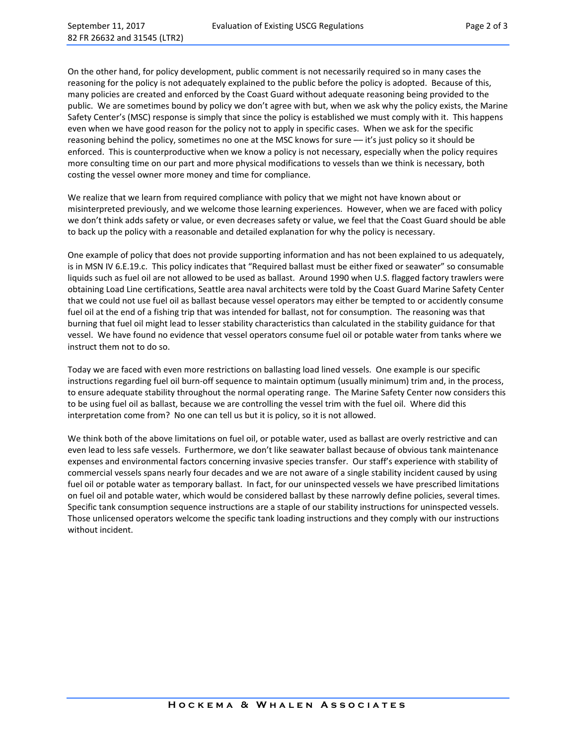On the other hand, for policy development, public comment is not necessarily required so in many cases the reasoning for the policy is not adequately explained to the public before the policy is adopted. Because of this, many policies are created and enforced by the Coast Guard without adequate reasoning being provided to the public. We are sometimes bound by policy we don't agree with but, when we ask why the policy exists, the Marine Safety Center's (MSC) response is simply that since the policy is established we must comply with it. This happens even when we have good reason for the policy not to apply in specific cases. When we ask for the specific reasoning behind the policy, sometimes no one at the MSC knows for sure — it's just policy so it should be enforced. This is counterproductive when we know a policy is not necessary, especially when the policy requires more consulting time on our part and more physical modifications to vessels than we think is necessary, both costing the vessel owner more money and time for compliance.

We realize that we learn from required compliance with policy that we might not have known about or misinterpreted previously, and we welcome those learning experiences. However, when we are faced with policy we don't think adds safety or value, or even decreases safety or value, we feel that the Coast Guard should be able to back up the policy with a reasonable and detailed explanation for why the policy is necessary.

One example of policy that does not provide supporting information and has not been explained to us adequately, is in MSN IV 6.E.19.c. This policy indicates that "Required ballast must be either fixed or seawater" so consumable liquids such as fuel oil are not allowed to be used as ballast. Around 1990 when U.S. flagged factory trawlers were obtaining Load Line certifications, Seattle area naval architects were told by the Coast Guard Marine Safety Center that we could not use fuel oil as ballast because vessel operators may either be tempted to or accidently consume fuel oil at the end of a fishing trip that was intended for ballast, not for consumption. The reasoning was that burning that fuel oil might lead to lesser stability characteristics than calculated in the stability guidance for that vessel. We have found no evidence that vessel operators consume fuel oil or potable water from tanks where we instruct them not to do so.

Today we are faced with even more restrictions on ballasting load lined vessels. One example is our specific instructions regarding fuel oil burn-off sequence to maintain optimum (usually minimum) trim and, in the process, to ensure adequate stability throughout the normal operating range. The Marine Safety Center now considers this to be using fuel oil as ballast, because we are controlling the vessel trim with the fuel oil. Where did this interpretation come from? No one can tell us but it is policy, so it is not allowed.

We think both of the above limitations on fuel oil, or potable water, used as ballast are overly restrictive and can even lead to less safe vessels. Furthermore, we don't like seawater ballast because of obvious tank maintenance expenses and environmental factors concerning invasive species transfer. Our staff's experience with stability of commercial vessels spans nearly four decades and we are not aware of a single stability incident caused by using fuel oil or potable water as temporary ballast. In fact, for our uninspected vessels we have prescribed limitations on fuel oil and potable water, which would be considered ballast by these narrowly define policies, several times. Specific tank consumption sequence instructions are a staple of our stability instructions for uninspected vessels. Those unlicensed operators welcome the specific tank loading instructions and they comply with our instructions without incident.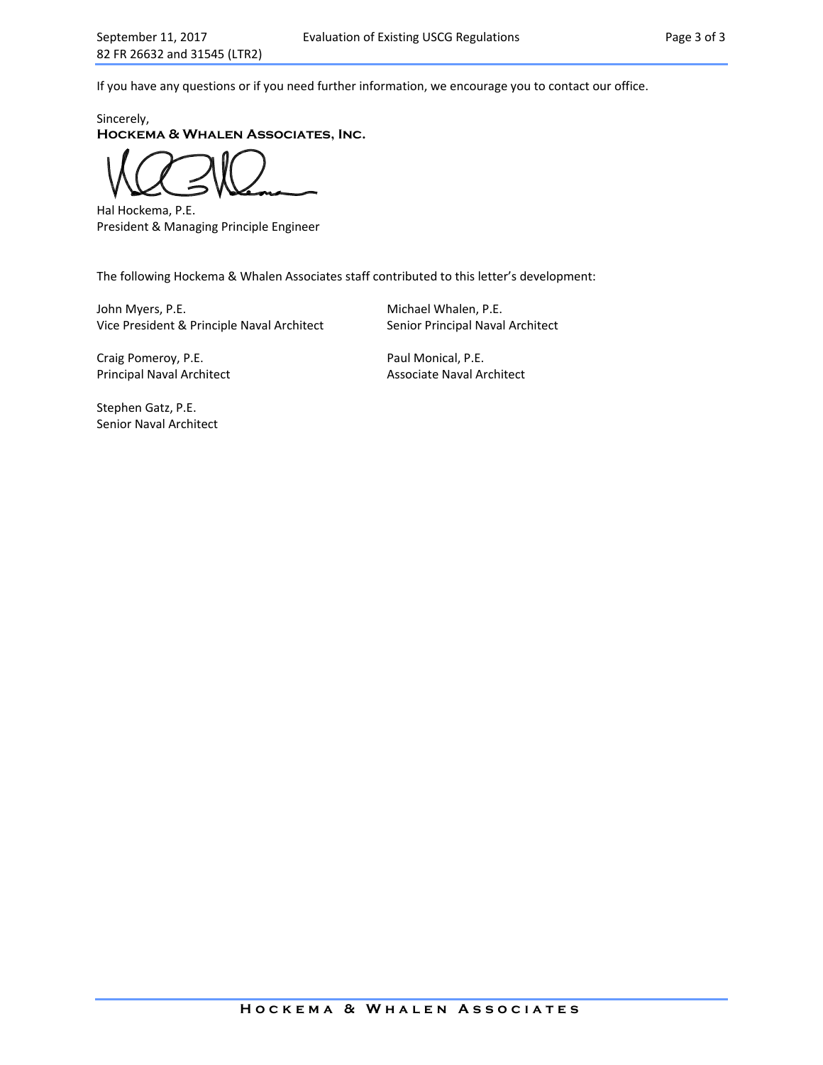If you have any questions or if you need further information, we encourage you to contact our office.

Sincerely,
**Hockema & Whalen Associates, Inc.**

Hal Hockema, P.E.
President & Managing Principle Engineer

The following Hockema & Whalen Associates staff contributed to this letter's development:

John Myers, P.E.
Vice President & Principle Naval Architect

Michael Whalen, P.E.
Senior Principal Naval Architect

Craig Pomeroy, P.E.
Principal Naval Architect

Paul Monical, P.E.
Associate Naval Architect

Stephen Gatz, P.E.
Senior Naval Architect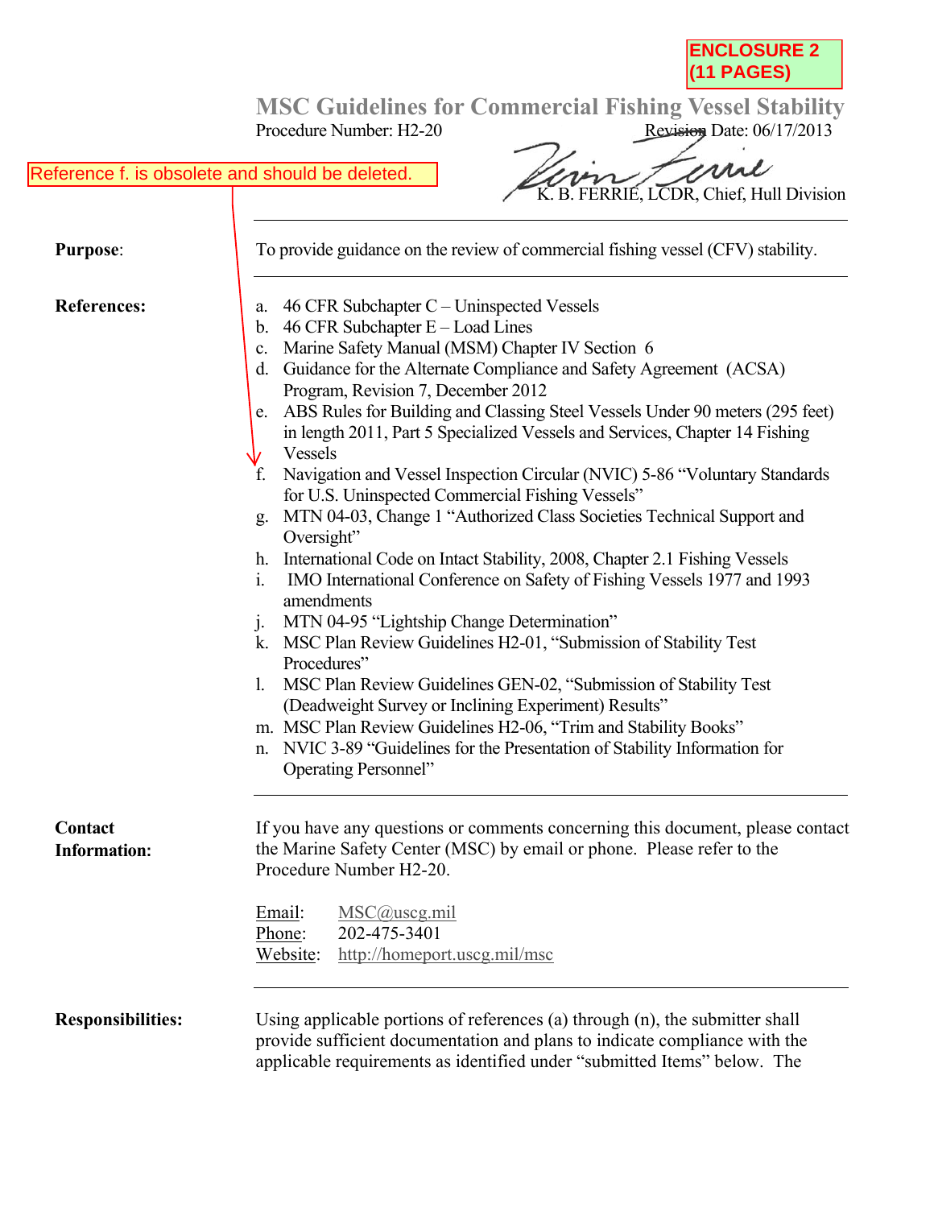ENCLOSURE 2 (11 PAGES)

# MSC Guidelines for Commercial Fishing Vessel Stability

Procedure Number: H2-20 Revision Date: 06/17/2013

K. B. FERRIE, LCDR, Chief, Hull Division

Reference f. is obsolete and should be deleted.

---

**Purpose**: To provide guidance on the review of commercial fishing vessel (CFV) stability.

---

**References:**

a. 46 CFR Subchapter C – Uninspected Vessels
b. 46 CFR Subchapter E – Load Lines
c. Marine Safety Manual (MSM) Chapter IV Section 6
d. Guidance for the Alternate Compliance and Safety Agreement (ACSA) Program, Revision 7, December 2012
e. ABS Rules for Building and Classing Steel Vessels Under 90 meters (295 feet) in length 2011, Part 5 Specialized Vessels and Services, Chapter 14 Fishing Vessels
f. Navigation and Vessel Inspection Circular (NVIC) 5-86 "Voluntary Standards for U.S. Uninspected Commercial Fishing Vessels"
g. MTN 04-03, Change 1 "Authorized Class Societies Technical Support and Oversight"
h. International Code on Intact Stability, 2008, Chapter 2.1 Fishing Vessels
i. IMO International Conference on Safety of Fishing Vessels 1977 and 1993 amendments
j. MTN 04-95 "Lightship Change Determination"
k. MSC Plan Review Guidelines H2-01, "Submission of Stability Test Procedures"
l. MSC Plan Review Guidelines GEN-02, "Submission of Stability Test (Deadweight Survey or Inclining Experiment) Results"
m. MSC Plan Review Guidelines H2-06, "Trim and Stability Books"
n. NVIC 3-89 "Guidelines for the Presentation of Stability Information for Operating Personnel"

---

**Contact Information:**

If you have any questions or comments concerning this document, please contact the Marine Safety Center (MSC) by email or phone. Please refer to the Procedure Number H2-20.

Email: MSC@uscg.mil
Phone: 202-475-3401
Website: http://homeport.uscg.mil/msc

---

**Responsibilities:**

Using applicable portions of references (a) through (n), the submitter shall provide sufficient documentation and plans to indicate compliance with the applicable requirements as identified under "submitted Items" below. The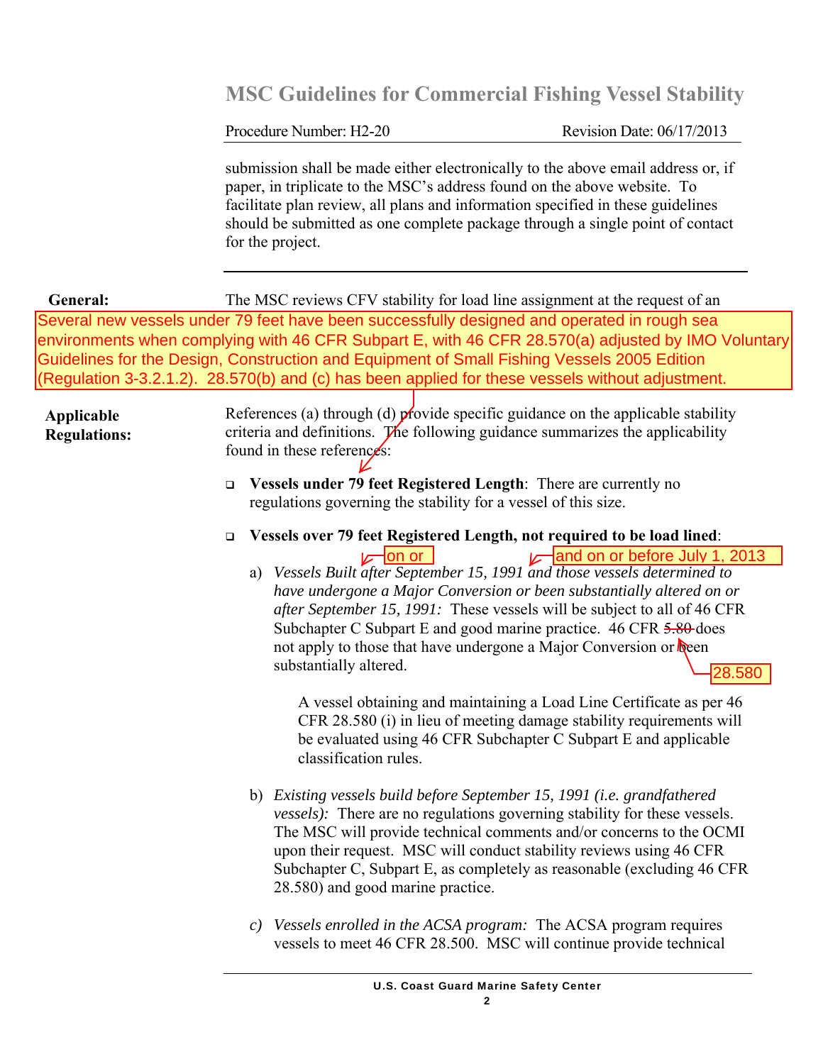submission shall be made either electronically to the above email address or, if paper, in triplicate to the MSC's address found on the above website. To facilitate plan review, all plans and information specified in these guidelines should be submitted as one complete package through a single point of contact for the project.

---

**General:** The MSC reviews CFV stability for load line assignment at the request of an

Several new vessels under 79 feet have been successfully designed and operated in rough sea environments when complying with 46 CFR Subpart E, with 46 CFR 28.570(a) adjusted by IMO Voluntary Guidelines for the Design, Construction and Equipment of Small Fishing Vessels 2005 Edition (Regulation 3-3.2.1.2). 28.570(b) and (c) has been applied for these vessels without adjustment.

**Applicable Regulations:** References (a) through (d) provide specific guidance on the applicable stability criteria and definitions. The following guidance summarizes the applicability found in these references:

- **Vessels under 79 feet Registered Length**: There are currently no regulations governing the stability for a vessel of this size.

- **Vessels over 79 feet Registered Length, not required to be load lined**:

  on or | and on or before July 1, 2013

  a) *Vessels Built after September 15, 1991 and those vessels determined to have undergone a Major Conversion or been substantially altered on or after September 15, 1991:* These vessels will be subject to all of 46 CFR Subchapter C Subpart E and good marine practice. 46 CFR ~~5.80~~ 28.580 does not apply to those that have undergone a Major Conversion or been substantially altered.

     A vessel obtaining and maintaining a Load Line Certificate as per 46 CFR 28.580 (i) in lieu of meeting damage stability requirements will be evaluated using 46 CFR Subchapter C Subpart E and applicable classification rules.

  b) *Existing vessels build before September 15, 1991 (i.e. grandfathered vessels):* There are no regulations governing stability for these vessels. The MSC will provide technical comments and/or concerns to the OCMI upon their request. MSC will conduct stability reviews using 46 CFR Subchapter C, Subpart E, as completely as reasonable (excluding 46 CFR 28.580) and good marine practice.

  c) *Vessels enrolled in the ACSA program:* The ACSA program requires vessels to meet 46 CFR 28.500. MSC will continue provide technical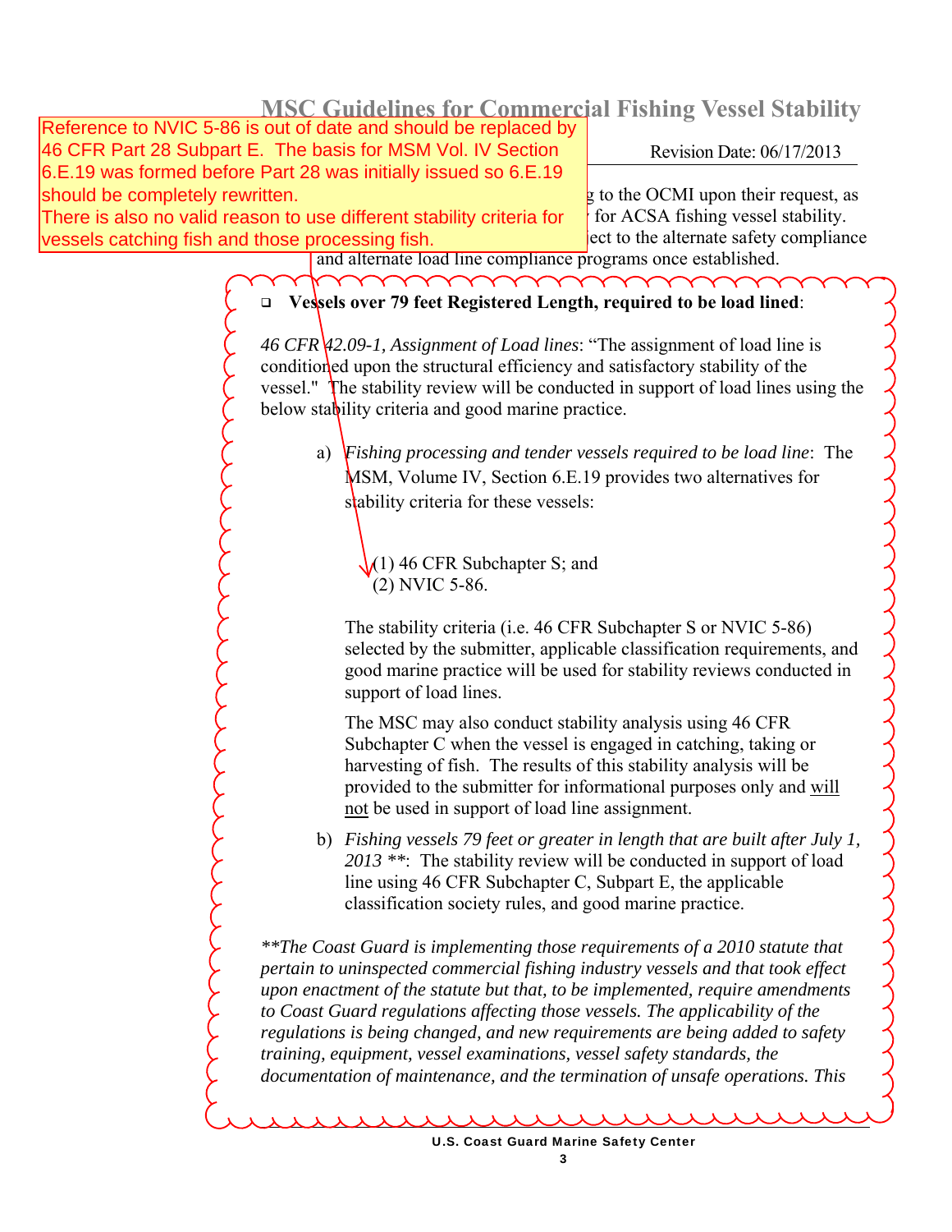Reference to NVIC 5-86 is out of date and should be replaced by 46 CFR Part 28 Subpart E. The basis for MSM Vol. IV Section 6.E.19 was formed before Part 28 was initially issued so 6.E.19 should be completely rewritten.
There is also no valid reason to use different stability criteria for vessels catching fish and those processing fish.

...g to the OCMI upon their request, as ... for ACSA fishing vessel stability. ...ect to the alternate safety compliance and alternate load line compliance programs once established.

- **Vessels over 79 feet Registered Length, required to be load lined**:

*46 CFR 42.09-1, Assignment of Load lines*: "The assignment of load line is conditioned upon the structural efficiency and satisfactory stability of the vessel." The stability review will be conducted in support of load lines using the below stability criteria and good marine practice.

a) *Fishing processing and tender vessels required to be load line*: The MSM, Volume IV, Section 6.E.19 provides two alternatives for stability criteria for these vessels:

(1) 46 CFR Subchapter S; and
(2) NVIC 5-86.

The stability criteria (i.e. 46 CFR Subchapter S or NVIC 5-86) selected by the submitter, applicable classification requirements, and good marine practice will be used for stability reviews conducted in support of load lines.

The MSC may also conduct stability analysis using 46 CFR Subchapter C when the vessel is engaged in catching, taking or harvesting of fish. The results of this stability analysis will be provided to the submitter for informational purposes only and <u>will not</u> be used in support of load line assignment.

b) *Fishing vessels 79 feet or greater in length that are built after July 1, 2013 \*\**: The stability review will be conducted in support of load line using 46 CFR Subchapter C, Subpart E, the applicable classification society rules, and good marine practice.

*\*\*The Coast Guard is implementing those requirements of a 2010 statute that pertain to uninspected commercial fishing industry vessels and that took effect upon enactment of the statute but that, to be implemented, require amendments to Coast Guard regulations affecting those vessels. The applicability of the regulations is being changed, and new requirements are being added to safety training, equipment, vessel examinations, vessel safety standards, the documentation of maintenance, and the termination of unsafe operations. This*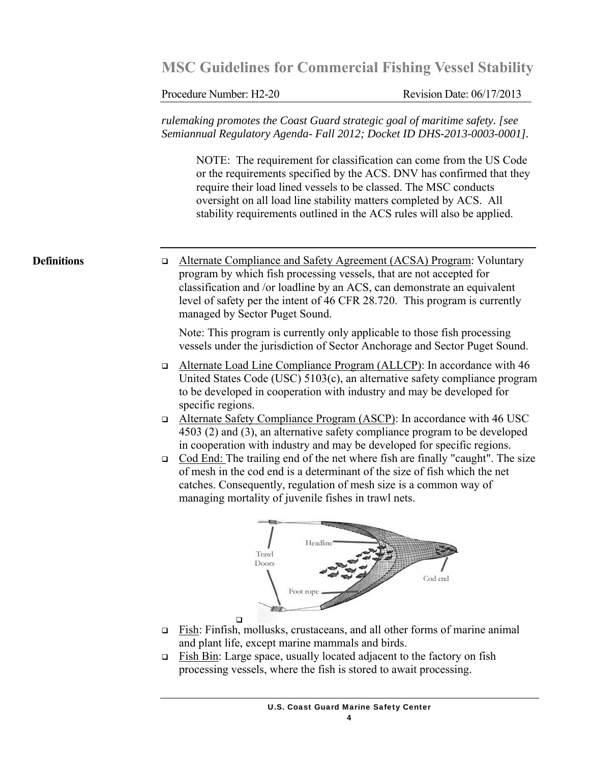*rulemaking promotes the Coast Guard strategic goal of maritime safety. [see Semiannual Regulatory Agenda- Fall 2012; Docket ID DHS-2013-0003-0001].*

NOTE: The requirement for classification can come from the US Code or the requirements specified by the ACS. DNV has confirmed that they require their load lined vessels to be classed. The MSC conducts oversight on all load line stability matters completed by ACS. All stability requirements outlined in the ACS rules will also be applied.

## Definitions

- Alternate Compliance and Safety Agreement (ACSA) Program: Voluntary program by which fish processing vessels, that are not accepted for classification and /or loadline by an ACS, can demonstrate an equivalent level of safety per the intent of 46 CFR 28.720. This program is currently managed by Sector Puget Sound.

  Note: This program is currently only applicable to those fish processing vessels under the jurisdiction of Sector Anchorage and Sector Puget Sound.

- Alternate Load Line Compliance Program (ALLCP): In accordance with 46 United States Code (USC) 5103(c), an alternative safety compliance program to be developed in cooperation with industry and may be developed for specific regions.
- Alternate Safety Compliance Program (ASCP): In accordance with 46 USC 4503 (2) and (3), an alternative safety compliance program to be developed in cooperation with industry and may be developed for specific regions.
- Cod End: The trailing end of the net where fish are finally "caught". The size of mesh in the cod end is a determinant of the size of fish which the net catches. Consequently, regulation of mesh size is a common way of managing mortality of juvenile fishes in trawl nets.

- Fish: Finfish, mollusks, crustaceans, and all other forms of marine animal and plant life, except marine mammals and birds.
- Fish Bin: Large space, usually located adjacent to the factory on fish processing vessels, where the fish is stored to await processing.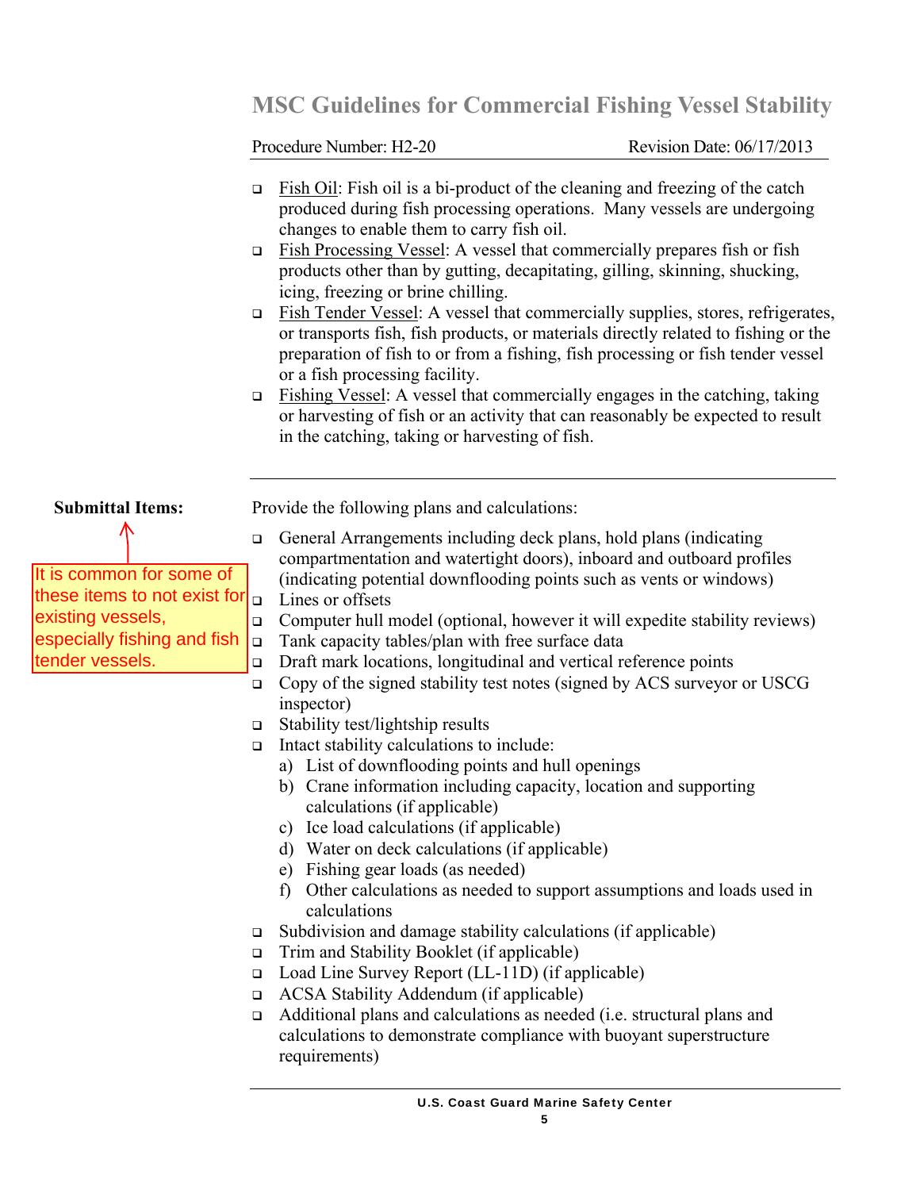- Fish Oil: Fish oil is a bi-product of the cleaning and freezing of the catch produced during fish processing operations. Many vessels are undergoing changes to enable them to carry fish oil.
- Fish Processing Vessel: A vessel that commercially prepares fish or fish products other than by gutting, decapitating, gilling, skinning, shucking, icing, freezing or brine chilling.
- Fish Tender Vessel: A vessel that commercially supplies, stores, refrigerates, or transports fish, fish products, or materials directly related to fishing or the preparation of fish to or from a fishing, fish processing or fish tender vessel or a fish processing facility.
- Fishing Vessel: A vessel that commercially engages in the catching, taking or harvesting of fish or an activity that can reasonably be expected to result in the catching, taking or harvesting of fish.

---

**Submittal Items:**

It is common for some of these items to not exist for existing vessels, especially fishing and fish tender vessels.

Provide the following plans and calculations:

- General Arrangements including deck plans, hold plans (indicating compartmentation and watertight doors), inboard and outboard profiles (indicating potential downflooding points such as vents or windows)
- Lines or offsets
- Computer hull model (optional, however it will expedite stability reviews)
- Tank capacity tables/plan with free surface data
- Draft mark locations, longitudinal and vertical reference points
- Copy of the signed stability test notes (signed by ACS surveyor or USCG inspector)
- Stability test/lightship results
- Intact stability calculations to include:
  a) List of downflooding points and hull openings
  b) Crane information including capacity, location and supporting calculations (if applicable)
  c) Ice load calculations (if applicable)
  d) Water on deck calculations (if applicable)
  e) Fishing gear loads (as needed)
  f) Other calculations as needed to support assumptions and loads used in calculations
- Subdivision and damage stability calculations (if applicable)
- Trim and Stability Booklet (if applicable)
- Load Line Survey Report (LL-11D) (if applicable)
- ACSA Stability Addendum (if applicable)
- Additional plans and calculations as needed (i.e. structural plans and calculations to demonstrate compliance with buoyant superstructure requirements)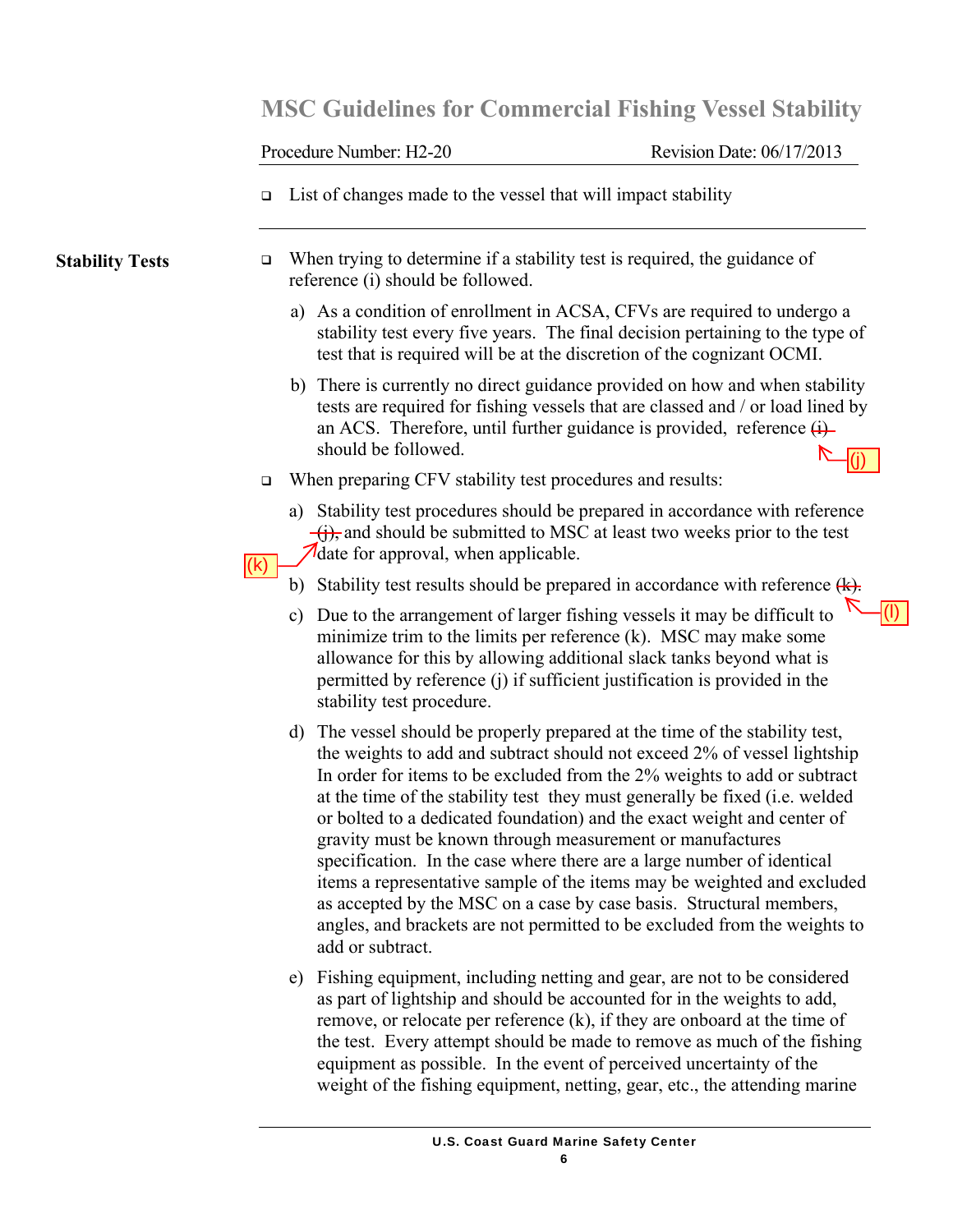- List of changes made to the vessel that will impact stability

**Stability Tests**

- When trying to determine if a stability test is required, the guidance of reference (i) should be followed.

  a) As a condition of enrollment in ACSA, CFVs are required to undergo a stability test every five years. The final decision pertaining to the type of test that is required will be at the discretion of the cognizant OCMI.

  b) There is currently no direct guidance provided on how and when stability tests are required for fishing vessels that are classed and / or load lined by an ACS. Therefore, until further guidance is provided, reference ~~(i)~~ (j) should be followed.

- When preparing CFV stability test procedures and results:

  a) Stability test procedures should be prepared in accordance with reference ~~(j),~~ (k) and should be submitted to MSC at least two weeks prior to the test date for approval, when applicable.

  b) Stability test results should be prepared in accordance with reference ~~(k).~~ (l)

  c) Due to the arrangement of larger fishing vessels it may be difficult to minimize trim to the limits per reference (k). MSC may make some allowance for this by allowing additional slack tanks beyond what is permitted by reference (j) if sufficient justification is provided in the stability test procedure.

  d) The vessel should be properly prepared at the time of the stability test, the weights to add and subtract should not exceed 2% of vessel lightship In order for items to be excluded from the 2% weights to add or subtract at the time of the stability test they must generally be fixed (i.e. welded or bolted to a dedicated foundation) and the exact weight and center of gravity must be known through measurement or manufactures specification. In the case where there are a large number of identical items a representative sample of the items may be weighted and excluded as accepted by the MSC on a case by case basis. Structural members, angles, and brackets are not permitted to be excluded from the weights to add or subtract.

  e) Fishing equipment, including netting and gear, are not to be considered as part of lightship and should be accounted for in the weights to add, remove, or relocate per reference (k), if they are onboard at the time of the test. Every attempt should be made to remove as much of the fishing equipment as possible. In the event of perceived uncertainty of the weight of the fishing equipment, netting, gear, etc., the attending marine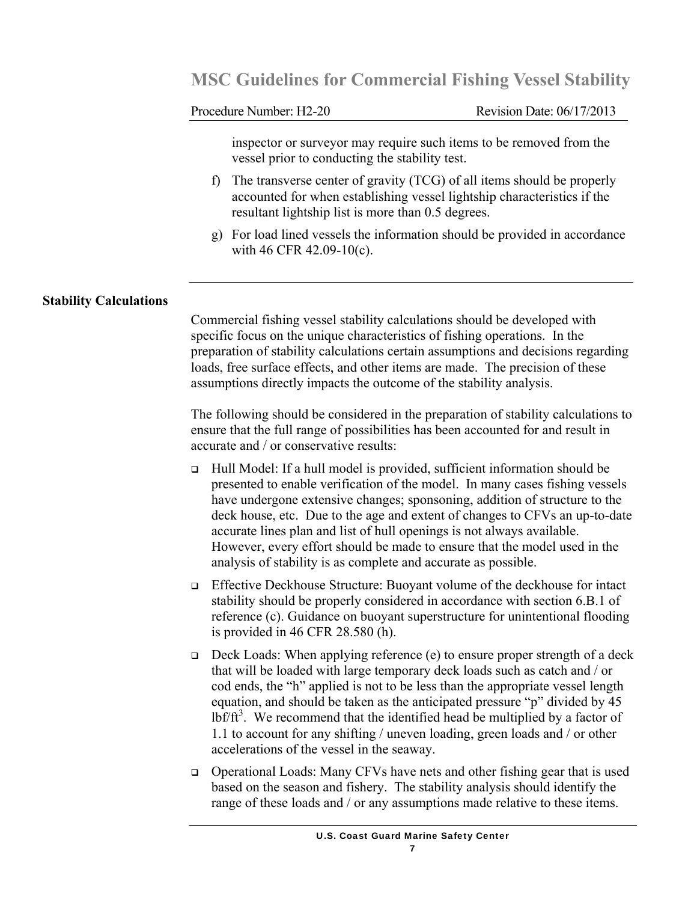inspector or surveyor may require such items to be removed from the vessel prior to conducting the stability test.

f) The transverse center of gravity (TCG) of all items should be properly accounted for when establishing vessel lightship characteristics if the resultant lightship list is more than 0.5 degrees.

g) For load lined vessels the information should be provided in accordance with 46 CFR 42.09-10(c).

## Stability Calculations

Commercial fishing vessel stability calculations should be developed with specific focus on the unique characteristics of fishing operations. In the preparation of stability calculations certain assumptions and decisions regarding loads, free surface effects, and other items are made. The precision of these assumptions directly impacts the outcome of the stability analysis.

The following should be considered in the preparation of stability calculations to ensure that the full range of possibilities has been accounted for and result in accurate and / or conservative results:

- Hull Model: If a hull model is provided, sufficient information should be presented to enable verification of the model. In many cases fishing vessels have undergone extensive changes; sponsoning, addition of structure to the deck house, etc. Due to the age and extent of changes to CFVs an up-to-date accurate lines plan and list of hull openings is not always available. However, every effort should be made to ensure that the model used in the analysis of stability is as complete and accurate as possible.
- Effective Deckhouse Structure: Buoyant volume of the deckhouse for intact stability should be properly considered in accordance with section 6.B.1 of reference (c). Guidance on buoyant superstructure for unintentional flooding is provided in 46 CFR 28.580 (h).
- Deck Loads: When applying reference (e) to ensure proper strength of a deck that will be loaded with large temporary deck loads such as catch and / or cod ends, the "h" applied is not to be less than the appropriate vessel length equation, and should be taken as the anticipated pressure "p" divided by 45 $lbf/ft^3$. We recommend that the identified head be multiplied by a factor of 1.1 to account for any shifting / uneven loading, green loads and / or other accelerations of the vessel in the seaway.
- Operational Loads: Many CFVs have nets and other fishing gear that is used based on the season and fishery. The stability analysis should identify the range of these loads and / or any assumptions made relative to these items.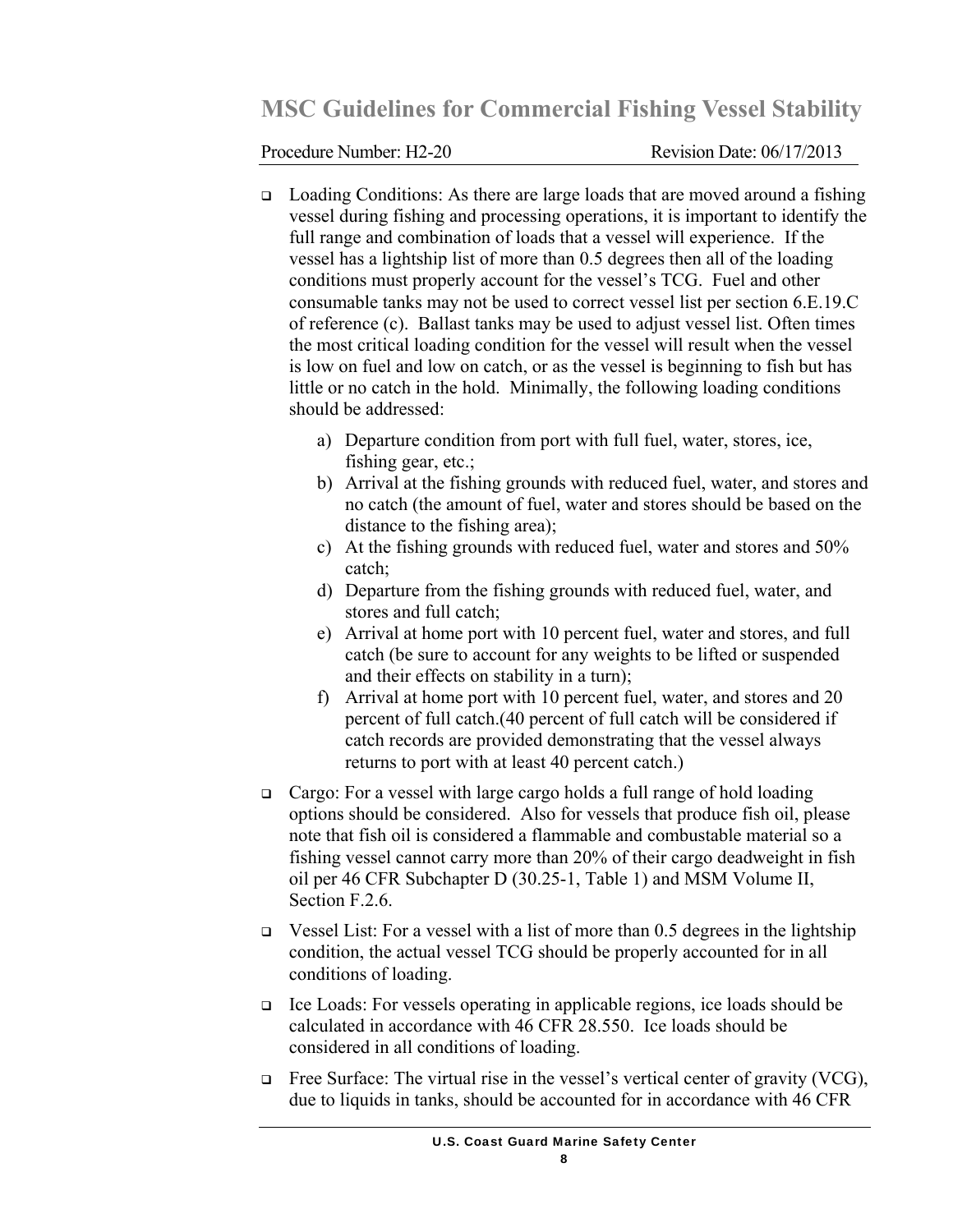- Loading Conditions: As there are large loads that are moved around a fishing vessel during fishing and processing operations, it is important to identify the full range and combination of loads that a vessel will experience. If the vessel has a lightship list of more than 0.5 degrees then all of the loading conditions must properly account for the vessel's TCG. Fuel and other consumable tanks may not be used to correct vessel list per section 6.E.19.C of reference (c). Ballast tanks may be used to adjust vessel list. Often times the most critical loading condition for the vessel will result when the vessel is low on fuel and low on catch, or as the vessel is beginning to fish but has little or no catch in the hold. Minimally, the following loading conditions should be addressed:

  a) Departure condition from port with full fuel, water, stores, ice, fishing gear, etc.;
  b) Arrival at the fishing grounds with reduced fuel, water, and stores and no catch (the amount of fuel, water and stores should be based on the distance to the fishing area);
  c) At the fishing grounds with reduced fuel, water and stores and 50% catch;
  d) Departure from the fishing grounds with reduced fuel, water, and stores and full catch;
  e) Arrival at home port with 10 percent fuel, water and stores, and full catch (be sure to account for any weights to be lifted or suspended and their effects on stability in a turn);
  f) Arrival at home port with 10 percent fuel, water, and stores and 20 percent of full catch.(40 percent of full catch will be considered if catch records are provided demonstrating that the vessel always returns to port with at least 40 percent catch.)

- Cargo: For a vessel with large cargo holds a full range of hold loading options should be considered. Also for vessels that produce fish oil, please note that fish oil is considered a flammable and combustable material so a fishing vessel cannot carry more than 20% of their cargo deadweight in fish oil per 46 CFR Subchapter D (30.25-1, Table 1) and MSM Volume II, Section F.2.6.

- Vessel List: For a vessel with a list of more than 0.5 degrees in the lightship condition, the actual vessel TCG should be properly accounted for in all conditions of loading.

- Ice Loads: For vessels operating in applicable regions, ice loads should be calculated in accordance with 46 CFR 28.550. Ice loads should be considered in all conditions of loading.

- Free Surface: The virtual rise in the vessel's vertical center of gravity (VCG), due to liquids in tanks, should be accounted for in accordance with 46 CFR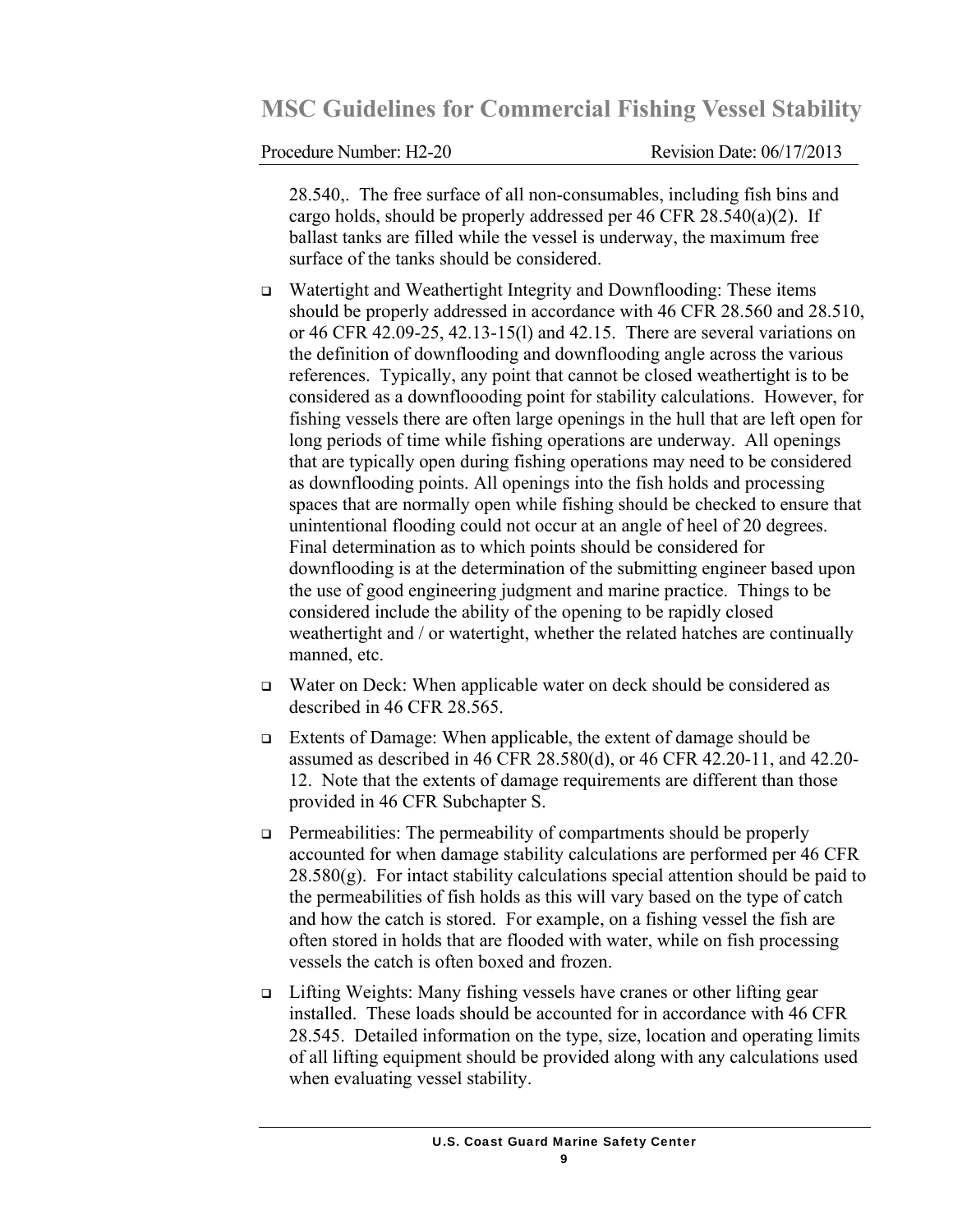28.540,. The free surface of all non-consumables, including fish bins and cargo holds, should be properly addressed per 46 CFR 28.540(a)(2). If ballast tanks are filled while the vessel is underway, the maximum free surface of the tanks should be considered.

- Watertight and Weathertight Integrity and Downflooding: These items should be properly addressed in accordance with 46 CFR 28.560 and 28.510, or 46 CFR 42.09-25, 42.13-15(l) and 42.15. There are several variations on the definition of downflooding and downflooding angle across the various references. Typically, any point that cannot be closed weathertight is to be considered as a downfloooding point for stability calculations. However, for fishing vessels there are often large openings in the hull that are left open for long periods of time while fishing operations are underway. All openings that are typically open during fishing operations may need to be considered as downflooding points. All openings into the fish holds and processing spaces that are normally open while fishing should be checked to ensure that unintentional flooding could not occur at an angle of heel of 20 degrees. Final determination as to which points should be considered for downflooding is at the determination of the submitting engineer based upon the use of good engineering judgment and marine practice. Things to be considered include the ability of the opening to be rapidly closed weathertight and / or watertight, whether the related hatches are continually manned, etc.

- Water on Deck: When applicable water on deck should be considered as described in 46 CFR 28.565.

- Extents of Damage: When applicable, the extent of damage should be assumed as described in 46 CFR 28.580(d), or 46 CFR 42.20-11, and 42.20-12. Note that the extents of damage requirements are different than those provided in 46 CFR Subchapter S.

- Permeabilities: The permeability of compartments should be properly accounted for when damage stability calculations are performed per 46 CFR 28.580(g). For intact stability calculations special attention should be paid to the permeabilities of fish holds as this will vary based on the type of catch and how the catch is stored. For example, on a fishing vessel the fish are often stored in holds that are flooded with water, while on fish processing vessels the catch is often boxed and frozen.

- Lifting Weights: Many fishing vessels have cranes or other lifting gear installed. These loads should be accounted for in accordance with 46 CFR 28.545. Detailed information on the type, size, location and operating limits of all lifting equipment should be provided along with any calculations used when evaluating vessel stability.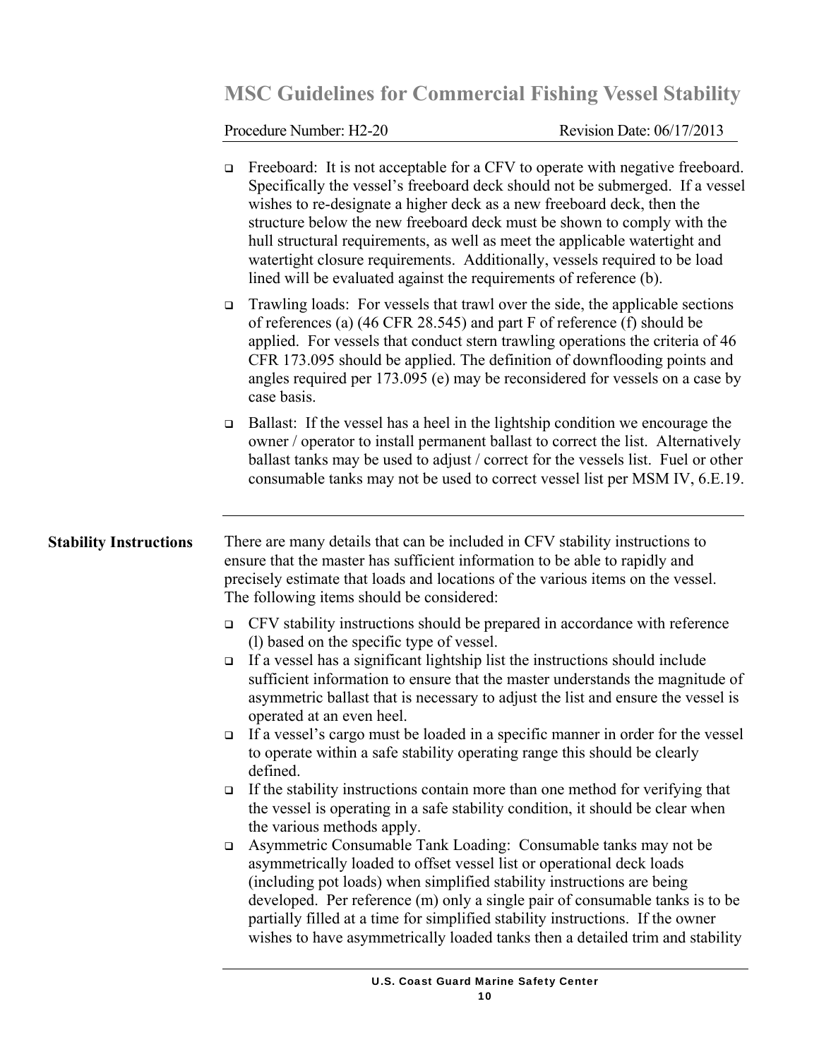- Freeboard: It is not acceptable for a CFV to operate with negative freeboard. Specifically the vessel's freeboard deck should not be submerged. If a vessel wishes to re-designate a higher deck as a new freeboard deck, then the structure below the new freeboard deck must be shown to comply with the hull structural requirements, as well as meet the applicable watertight and watertight closure requirements. Additionally, vessels required to be load lined will be evaluated against the requirements of reference (b).
- Trawling loads: For vessels that trawl over the side, the applicable sections of references (a) (46 CFR 28.545) and part F of reference (f) should be applied. For vessels that conduct stern trawling operations the criteria of 46 CFR 173.095 should be applied. The definition of downflooding points and angles required per 173.095 (e) may be reconsidered for vessels on a case by case basis.
- Ballast: If the vessel has a heel in the lightship condition we encourage the owner / operator to install permanent ballast to correct the list. Alternatively ballast tanks may be used to adjust / correct for the vessels list. Fuel or other consumable tanks may not be used to correct vessel list per MSM IV, 6.E.19.

---

**Stability Instructions**

There are many details that can be included in CFV stability instructions to ensure that the master has sufficient information to be able to rapidly and precisely estimate that loads and locations of the various items on the vessel. The following items should be considered:

- CFV stability instructions should be prepared in accordance with reference (l) based on the specific type of vessel.
- If a vessel has a significant lightship list the instructions should include sufficient information to ensure that the master understands the magnitude of asymmetric ballast that is necessary to adjust the list and ensure the vessel is operated at an even heel.
- If a vessel's cargo must be loaded in a specific manner in order for the vessel to operate within a safe stability operating range this should be clearly defined.
- If the stability instructions contain more than one method for verifying that the vessel is operating in a safe stability condition, it should be clear when the various methods apply.
- Asymmetric Consumable Tank Loading: Consumable tanks may not be asymmetrically loaded to offset vessel list or operational deck loads (including pot loads) when simplified stability instructions are being developed. Per reference (m) only a single pair of consumable tanks is to be partially filled at a time for simplified stability instructions. If the owner wishes to have asymmetrically loaded tanks then a detailed trim and stability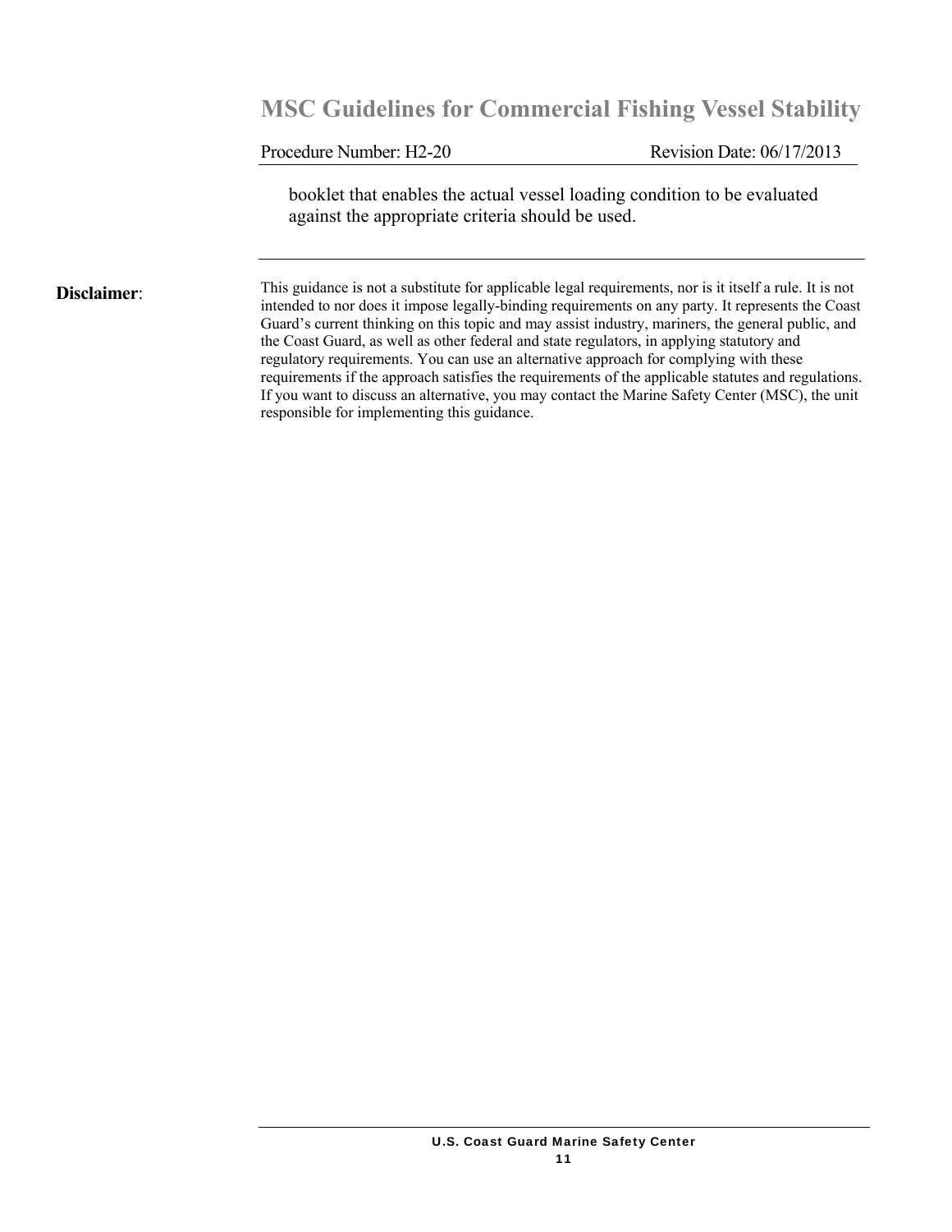booklet that enables the actual vessel loading condition to be evaluated against the appropriate criteria should be used.

---

**Disclaimer**: This guidance is not a substitute for applicable legal requirements, nor is it itself a rule. It is not intended to nor does it impose legally-binding requirements on any party. It represents the Coast Guard's current thinking on this topic and may assist industry, mariners, the general public, and the Coast Guard, as well as other federal and state regulators, in applying statutory and regulatory requirements. You can use an alternative approach for complying with these requirements if the approach satisfies the requirements of the applicable statutes and regulations. If you want to discuss an alternative, you may contact the Marine Safety Center (MSC), the unit responsible for implementing this guidance.